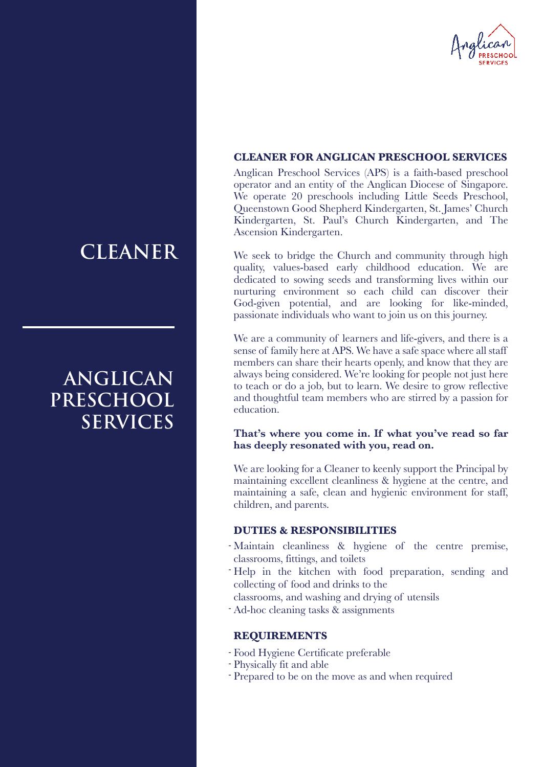# CLEANER

# ANGLICAN PRESCHOOL SERVICES

## CLEANER FOR ANGLICAN PRESCHOOL SERVICES

Anglican Preschool Services (APS) is a faith-based preschool operator and an entity of the Anglican Diocese of Singapore. We operate 20 preschools including Little Seeds Preschool, Queenstown Good Shepherd Kindergarten, St. James' Church Kindergarten, St. Paul's Church Kindergarten, and The Ascension Kindergarten.

We seek to bridge the Church and community through high quality, values-based early childhood education. We are dedicated to sowing seeds and transforming lives within our nurturing environment so each child can discover their God-given potential, and are looking for like-minded, passionate individuals who want to join us on this journey.

We are a community of learners and life-givers, and there is a sense of family here at APS. We have a safe space where all staff members can share their hearts openly, and know that they are always being considered. We're looking for people not just here to teach or do a job, but to learn. We desire to grow reflective and thoughtful team members who are stirred by a passion for education.

**That's where you come in. If what you've read so far has deeply resonated with you, read on.**

We are looking for a Cleaner to keenly support the Principal by maintaining excellent cleanliness & hygiene at the centre, and maintaining a safe, clean and hygienic environment for staff, children, and parents.

## DUTIES & RESPONSIBILITIES

- Maintain cleanliness & hygiene of the centre premise, classrooms, fittings, and toilets
- Help in the kitchen with food preparation, sending and collecting of food and drinks to the classrooms, and washing and drying of utensils
- Ad-hoc cleaning tasks & assignments

## REQUIREMENTS

- Food Hygiene Certificate preferable
- Physically fit and able
- Prepared to be on the move as and when required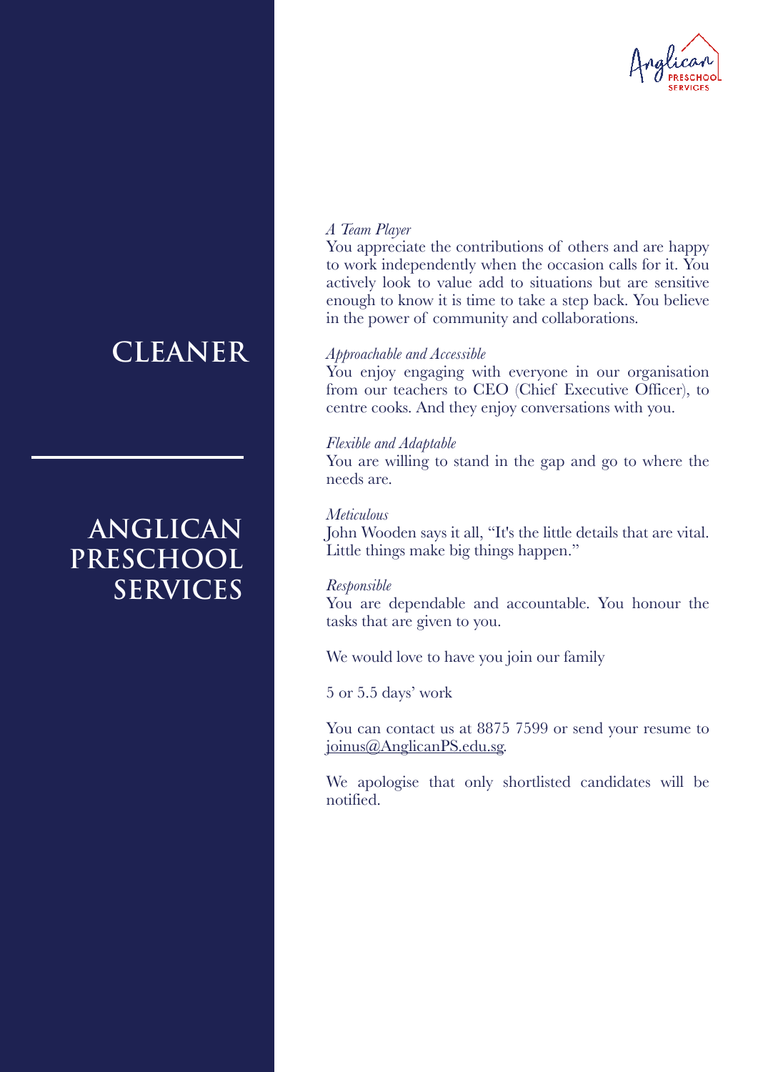# CLEANER

## ANGLICAN PRESCHOOL SERVICES

*A Team Player*
You appreciate the contributions of others and are happy to work independently when the occasion calls for it. You actively look to value add to situations but are sensitive enough to know it is time to take a step back. You believe in the power of community and collaborations.

*Approachable and Accessible*
You enjoy engaging with everyone in our organisation from our teachers to CEO (Chief Executive Officer), to centre cooks. And they enjoy conversations with you.

*Flexible and Adaptable*
You are willing to stand in the gap and go to where the needs are.

*Meticulous*
John Wooden says it all, "It's the little details that are vital. Little things make big things happen."

*Responsible*
You are dependable and accountable. You honour the tasks that are given to you.

We would love to have you join our family

5 or 5.5 days' work

You can contact us at 8875 7599 or send your resume to joinus@AnglicanPS.edu.sg.

We apologise that only shortlisted candidates will be notified.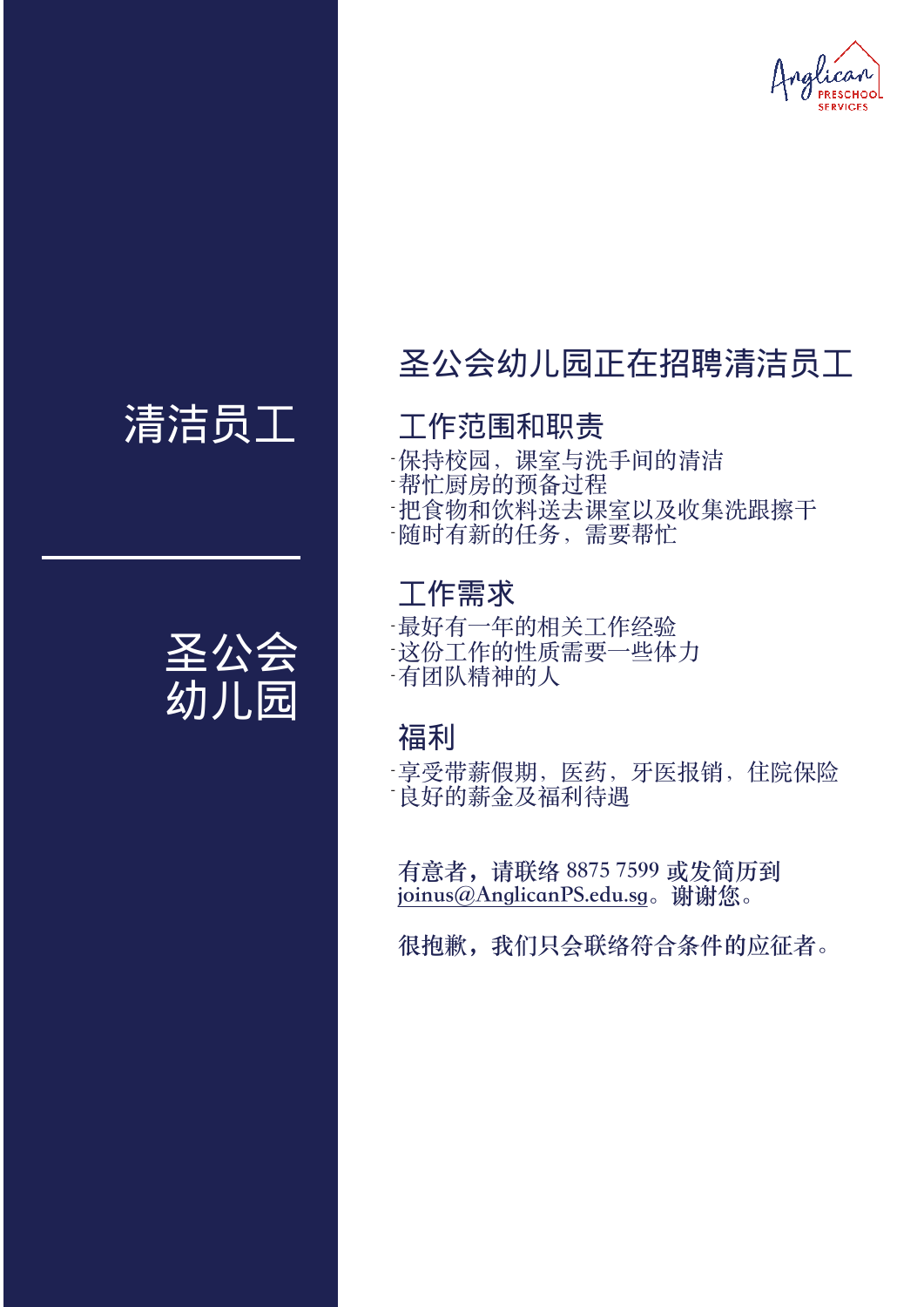Anglican PRESCHOOL SERVICES

# 清洁员工

# 圣公会幼儿园

## 圣公会幼儿园正在招聘清洁员工

### 工作范围和职责

- 保持校园，课室与洗手间的清洁
- 帮忙厨房的预备过程
- 把食物和饮料送去课室以及收集洗跟擦干
- 随时有新的任务，需要帮忙

### 工作需求

- 最好有一年的相关工作经验
- 这份工作的性质需要一些体力
- 有团队精神的人

### 福利

- 享受带薪假期，医药，牙医报销，住院保险
- 良好的薪金及福利待遇

**有意者，请联络 8875 7599 或发简历到 joinus@AnglicanPS.edu.sg。谢谢您。**

**很抱歉，我们只会联络符合条件的应征者。**